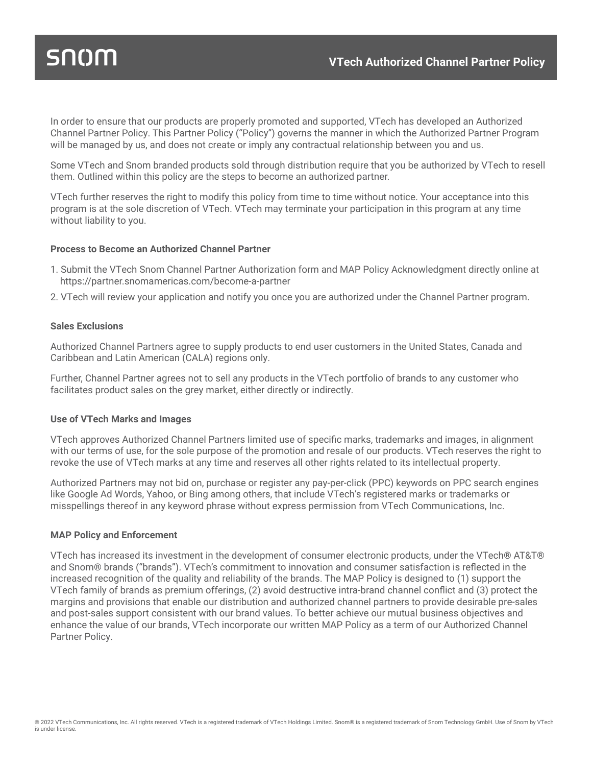# VTech Authorized Channel Partner Policy

In order to ensure that our products are properly promoted and supported, VTech has developed an Authorized Channel Partner Policy. This Partner Policy ("Policy") governs the manner in which the Authorized Partner Program will be managed by us, and does not create or imply any contractual relationship between you and us.

Some VTech and Snom branded products sold through distribution require that you be authorized by VTech to resell them. Outlined within this policy are the steps to become an authorized partner.

VTech further reserves the right to modify this policy from time to time without notice. Your acceptance into this program is at the sole discretion of VTech. VTech may terminate your participation in this program at any time without liability to you.

**Process to Become an Authorized Channel Partner**

1. Submit the VTech Snom Channel Partner Authorization form and MAP Policy Acknowledgment directly online at https://partner.snomamericas.com/become-a-partner
2. VTech will review your application and notify you once you are authorized under the Channel Partner program.

**Sales Exclusions**

Authorized Channel Partners agree to supply products to end user customers in the United States, Canada and Caribbean and Latin American (CALA) regions only.

Further, Channel Partner agrees not to sell any products in the VTech portfolio of brands to any customer who facilitates product sales on the grey market, either directly or indirectly.

**Use of VTech Marks and Images**

VTech approves Authorized Channel Partners limited use of specific marks, trademarks and images, in alignment with our terms of use, for the sole purpose of the promotion and resale of our products. VTech reserves the right to revoke the use of VTech marks at any time and reserves all other rights related to its intellectual property.

Authorized Partners may not bid on, purchase or register any pay-per-click (PPC) keywords on PPC search engines like Google Ad Words, Yahoo, or Bing among others, that include VTech's registered marks or trademarks or misspellings thereof in any keyword phrase without express permission from VTech Communications, Inc.

**MAP Policy and Enforcement**

VTech has increased its investment in the development of consumer electronic products, under the VTech® AT&T® and Snom® brands ("brands"). VTech's commitment to innovation and consumer satisfaction is reflected in the increased recognition of the quality and reliability of the brands. The MAP Policy is designed to (1) support the VTech family of brands as premium offerings, (2) avoid destructive intra-brand channel conflict and (3) protect the margins and provisions that enable our distribution and authorized channel partners to provide desirable pre-sales and post-sales support consistent with our brand values. To better achieve our mutual business objectives and enhance the value of our brands, VTech incorporate our written MAP Policy as a term of our Authorized Channel Partner Policy.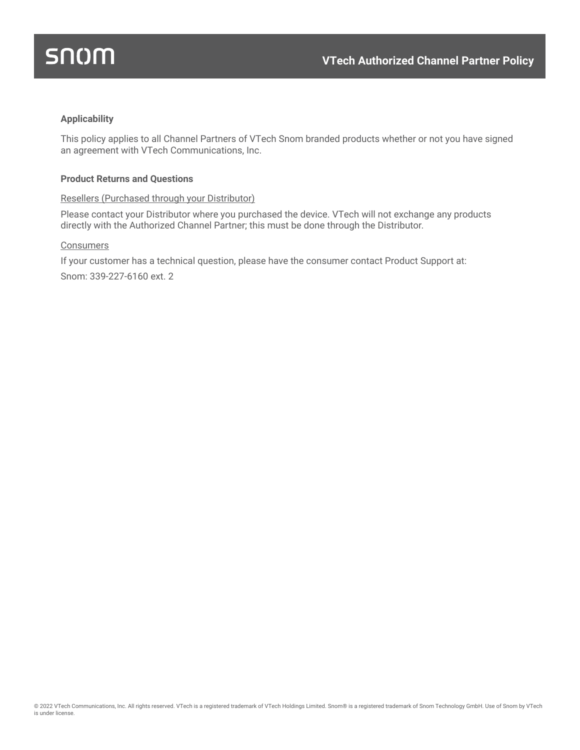## Applicability

This policy applies to all Channel Partners of VTech Snom branded products whether or not you have signed an agreement with VTech Communications, Inc.

## Product Returns and Questions

Resellers (Purchased through your Distributor)

Please contact your Distributor where you purchased the device. VTech will not exchange any products directly with the Authorized Channel Partner; this must be done through the Distributor.

Consumers

If your customer has a technical question, please have the consumer contact Product Support at:

Snom: 339-227-6160 ext. 2

© 2022 VTech Communications, Inc. All rights reserved. VTech is a registered trademark of VTech Holdings Limited. Snom® is a registered trademark of Snom Technology GmbH. Use of Snom by VTech is under license.